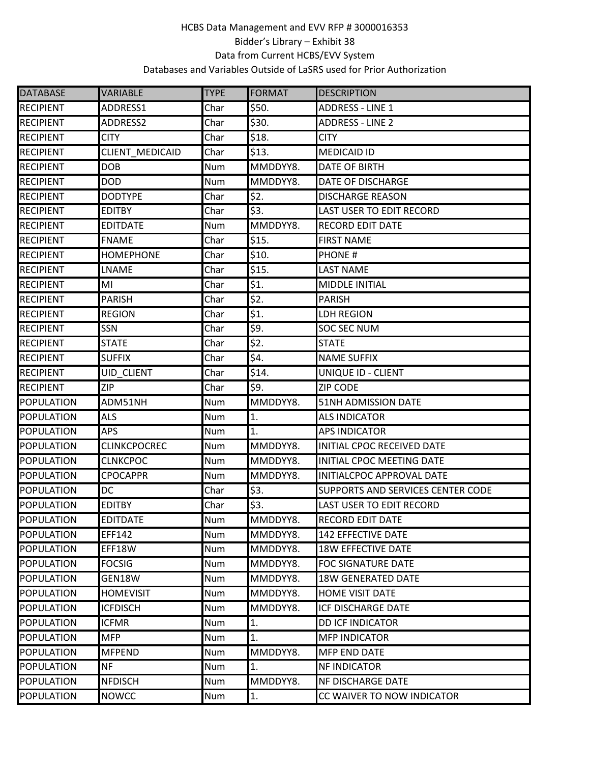HCBS Data Management and EVV RFP # 3000016353

Bidder's Library – Exhibit 38

Data from Current HCBS/EVV System

Databases and Variables Outside of LaSRS used for Prior Authorization

| DATABASE | VARIABLE | TYPE | FORMAT | DESCRIPTION |
|---|---|---|---|---|
| RECIPIENT | ADDRESS1 | Char | $50. | ADDRESS - LINE 1 |
| RECIPIENT | ADDRESS2 | Char | $30. | ADDRESS - LINE 2 |
| RECIPIENT | CITY | Char | $18. | CITY |
| RECIPIENT | CLIENT_MEDICAID | Char | $13. | MEDICAID ID |
| RECIPIENT | DOB | Num | MMDDYY8. | DATE OF BIRTH |
| RECIPIENT | DOD | Num | MMDDYY8. | DATE OF DISCHARGE |
| RECIPIENT | DODTYPE | Char | $2. | DISCHARGE REASON |
| RECIPIENT | EDITBY | Char | $3. | LAST USER TO EDIT RECORD |
| RECIPIENT | EDITDATE | Num | MMDDYY8. | RECORD EDIT DATE |
| RECIPIENT | FNAME | Char | $15. | FIRST NAME |
| RECIPIENT | HOMEPHONE | Char | $10. | PHONE # |
| RECIPIENT | LNAME | Char | $15. | LAST NAME |
| RECIPIENT | MI | Char | $1. | MIDDLE INITIAL |
| RECIPIENT | PARISH | Char | $2. | PARISH |
| RECIPIENT | REGION | Char | $1. | LDH REGION |
| RECIPIENT | SSN | Char | $9. | SOC SEC NUM |
| RECIPIENT | STATE | Char | $2. | STATE |
| RECIPIENT | SUFFIX | Char | $4. | NAME SUFFIX |
| RECIPIENT | UID_CLIENT | Char | $14. | UNIQUE ID - CLIENT |
| RECIPIENT | ZIP | Char | $9. | ZIP CODE |
| POPULATION | ADM51NH | Num | MMDDYY8. | 51NH ADMISSION DATE |
| POPULATION | ALS | Num | 1. | ALS INDICATOR |
| POPULATION | APS | Num | 1. | APS INDICATOR |
| POPULATION | CLINKCPOCREC | Num | MMDDYY8. | INITIAL CPOC RECEIVED DATE |
| POPULATION | CLNKCPOC | Num | MMDDYY8. | INITIAL CPOC MEETING DATE |
| POPULATION | CPOCAPPR | Num | MMDDYY8. | INITIALCPOC APPROVAL DATE |
| POPULATION | DC | Char | $3. | SUPPORTS AND SERVICES CENTER CODE |
| POPULATION | EDITBY | Char | $3. | LAST USER TO EDIT RECORD |
| POPULATION | EDITDATE | Num | MMDDYY8. | RECORD EDIT DATE |
| POPULATION | EFF142 | Num | MMDDYY8. | 142 EFFECTIVE DATE |
| POPULATION | EFF18W | Num | MMDDYY8. | 18W EFFECTIVE DATE |
| POPULATION | FOCSIG | Num | MMDDYY8. | FOC SIGNATURE DATE |
| POPULATION | GEN18W | Num | MMDDYY8. | 18W GENERATED DATE |
| POPULATION | HOMEVISIT | Num | MMDDYY8. | HOME VISIT DATE |
| POPULATION | ICFDISCH | Num | MMDDYY8. | ICF DISCHARGE DATE |
| POPULATION | ICFMR | Num | 1. | DD ICF INDICATOR |
| POPULATION | MFP | Num | 1. | MFP INDICATOR |
| POPULATION | MFPEND | Num | MMDDYY8. | MFP END DATE |
| POPULATION | NF | Num | 1. | NF INDICATOR |
| POPULATION | NFDISCH | Num | MMDDYY8. | NF DISCHARGE DATE |
| POPULATION | NOWCC | Num | 1. | CC WAIVER TO NOW INDICATOR |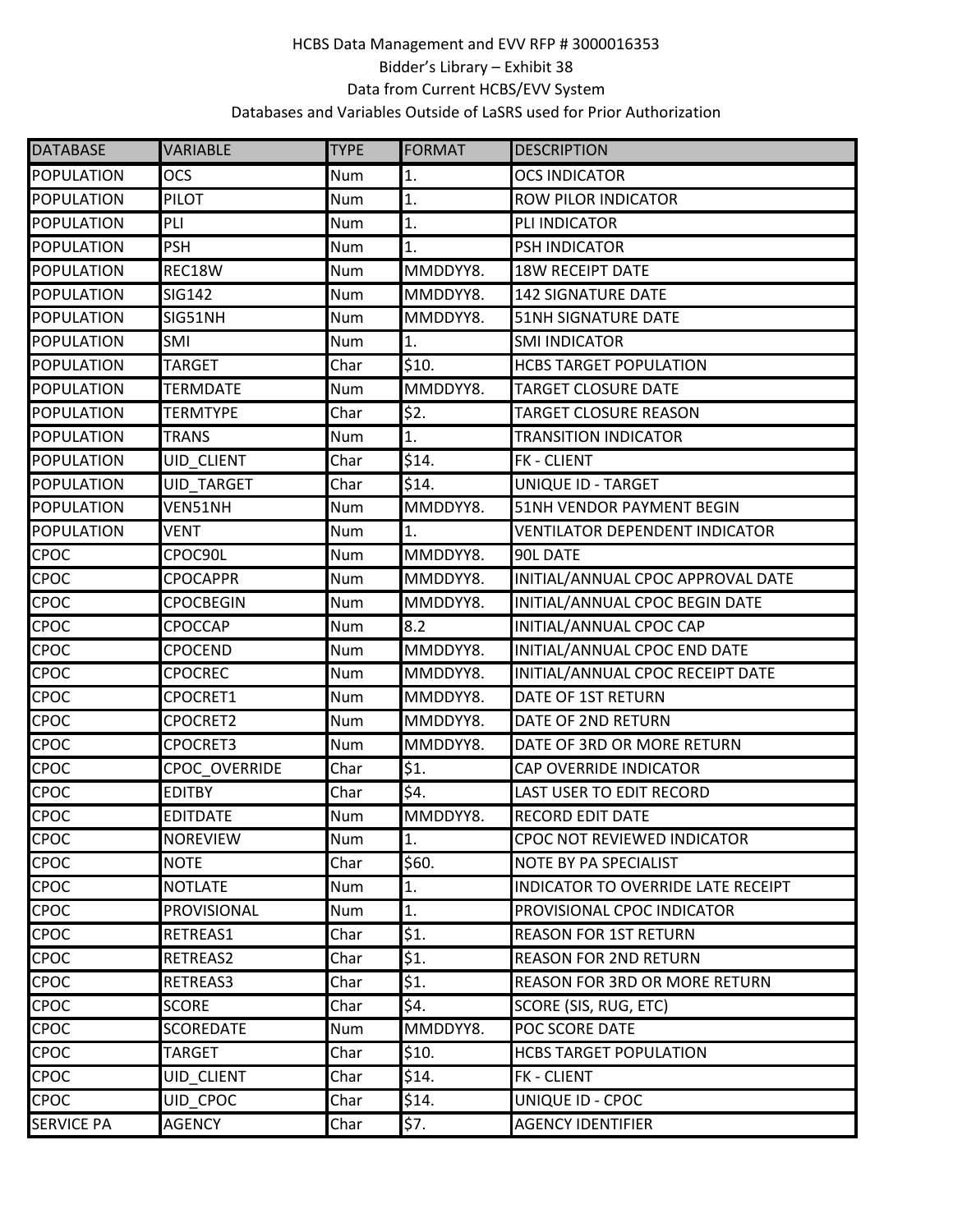HCBS Data Management and EVV RFP # 3000016353
Bidder's Library – Exhibit 38
Data from Current HCBS/EVV System
Databases and Variables Outside of LaSRS used for Prior Authorization

| DATABASE | VARIABLE | TYPE | FORMAT | DESCRIPTION |
|---|---|---|---|---|
| POPULATION | OCS | Num | 1. | OCS INDICATOR |
| POPULATION | PILOT | Num | 1. | ROW PILOR INDICATOR |
| POPULATION | PLI | Num | 1. | PLI INDICATOR |
| POPULATION | PSH | Num | 1. | PSH INDICATOR |
| POPULATION | REC18W | Num | MMDDYY8. | 18W RECEIPT DATE |
| POPULATION | SIG142 | Num | MMDDYY8. | 142 SIGNATURE DATE |
| POPULATION | SIG51NH | Num | MMDDYY8. | 51NH SIGNATURE DATE |
| POPULATION | SMI | Num | 1. | SMI INDICATOR |
| POPULATION | TARGET | Char | $10. | HCBS TARGET POPULATION |
| POPULATION | TERMDATE | Num | MMDDYY8. | TARGET CLOSURE DATE |
| POPULATION | TERMTYPE | Char | $2. | TARGET CLOSURE REASON |
| POPULATION | TRANS | Num | 1. | TRANSITION INDICATOR |
| POPULATION | UID_CLIENT | Char | $14. | FK - CLIENT |
| POPULATION | UID_TARGET | Char | $14. | UNIQUE ID - TARGET |
| POPULATION | VEN51NH | Num | MMDDYY8. | 51NH VENDOR PAYMENT BEGIN |
| POPULATION | VENT | Num | 1. | VENTILATOR DEPENDENT INDICATOR |
| CPOC | CPOC90L | Num | MMDDYY8. | 90L DATE |
| CPOC | CPOCAPPR | Num | MMDDYY8. | INITIAL/ANNUAL CPOC APPROVAL DATE |
| CPOC | CPOCBEGIN | Num | MMDDYY8. | INITIAL/ANNUAL CPOC BEGIN DATE |
| CPOC | CPOCCAP | Num | 8.2 | INITIAL/ANNUAL CPOC CAP |
| CPOC | CPOCEND | Num | MMDDYY8. | INITIAL/ANNUAL CPOC END DATE |
| CPOC | CPOCREC | Num | MMDDYY8. | INITIAL/ANNUAL CPOC RECEIPT DATE |
| CPOC | CPOCRET1 | Num | MMDDYY8. | DATE OF 1ST RETURN |
| CPOC | CPOCRET2 | Num | MMDDYY8. | DATE OF 2ND RETURN |
| CPOC | CPOCRET3 | Num | MMDDYY8. | DATE OF 3RD OR MORE RETURN |
| CPOC | CPOC_OVERRIDE | Char | $1. | CAP OVERRIDE INDICATOR |
| CPOC | EDITBY | Char | $4. | LAST USER TO EDIT RECORD |
| CPOC | EDITDATE | Num | MMDDYY8. | RECORD EDIT DATE |
| CPOC | NOREVIEW | Num | 1. | CPOC NOT REVIEWED INDICATOR |
| CPOC | NOTE | Char | $60. | NOTE BY PA SPECIALIST |
| CPOC | NOTLATE | Num | 1. | INDICATOR TO OVERRIDE LATE RECEIPT |
| CPOC | PROVISIONAL | Num | 1. | PROVISIONAL CPOC INDICATOR |
| CPOC | RETREAS1 | Char | $1. | REASON FOR 1ST RETURN |
| CPOC | RETREAS2 | Char | $1. | REASON FOR 2ND RETURN |
| CPOC | RETREAS3 | Char | $1. | REASON FOR 3RD OR MORE RETURN |
| CPOC | SCORE | Char | $4. | SCORE (SIS, RUG, ETC) |
| CPOC | SCOREDATE | Num | MMDDYY8. | POC SCORE DATE |
| CPOC | TARGET | Char | $10. | HCBS TARGET POPULATION |
| CPOC | UID_CLIENT | Char | $14. | FK - CLIENT |
| CPOC | UID_CPOC | Char | $14. | UNIQUE ID - CPOC |
| SERVICE PA | AGENCY | Char | $7. | AGENCY IDENTIFIER |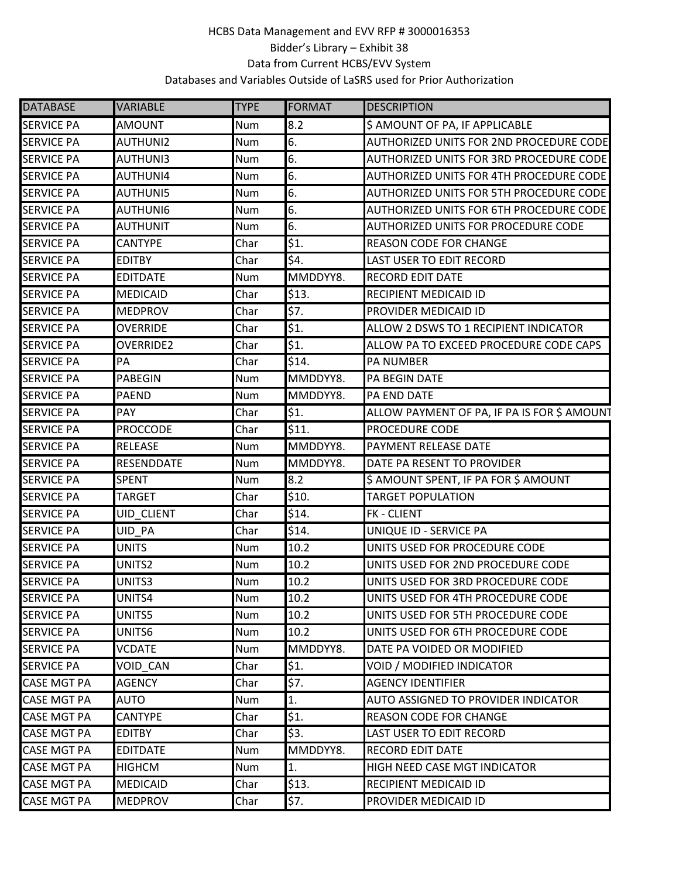HCBS Data Management and EVV RFP # 3000016353

Bidder's Library – Exhibit 38

Data from Current HCBS/EVV System

Databases and Variables Outside of LaSRS used for Prior Authorization

| DATABASE | VARIABLE | TYPE | FORMAT | DESCRIPTION |
|---|---|---|---|---|
| SERVICE PA | AMOUNT | Num | 8.2 | $ AMOUNT OF PA, IF APPLICABLE |
| SERVICE PA | AUTHUNI2 | Num | 6. | AUTHORIZED UNITS FOR 2ND PROCEDURE CODE |
| SERVICE PA | AUTHUNI3 | Num | 6. | AUTHORIZED UNITS FOR 3RD PROCEDURE CODE |
| SERVICE PA | AUTHUNI4 | Num | 6. | AUTHORIZED UNITS FOR 4TH PROCEDURE CODE |
| SERVICE PA | AUTHUNI5 | Num | 6. | AUTHORIZED UNITS FOR 5TH PROCEDURE CODE |
| SERVICE PA | AUTHUNI6 | Num | 6. | AUTHORIZED UNITS FOR 6TH PROCEDURE CODE |
| SERVICE PA | AUTHUNIT | Num | 6. | AUTHORIZED UNITS FOR PROCEDURE CODE |
| SERVICE PA | CANTYPE | Char | $1. | REASON CODE FOR CHANGE |
| SERVICE PA | EDITBY | Char | $4. | LAST USER TO EDIT RECORD |
| SERVICE PA | EDITDATE | Num | MMDDYY8. | RECORD EDIT DATE |
| SERVICE PA | MEDICAID | Char | $13. | RECIPIENT MEDICAID ID |
| SERVICE PA | MEDPROV | Char | $7. | PROVIDER MEDICAID ID |
| SERVICE PA | OVERRIDE | Char | $1. | ALLOW 2 DSWS TO 1 RECIPIENT INDICATOR |
| SERVICE PA | OVERRIDE2 | Char | $1. | ALLOW PA TO EXCEED PROCEDURE CODE CAPS |
| SERVICE PA | PA | Char | $14. | PA NUMBER |
| SERVICE PA | PABEGIN | Num | MMDDYY8. | PA BEGIN DATE |
| SERVICE PA | PAEND | Num | MMDDYY8. | PA END DATE |
| SERVICE PA | PAY | Char | $1. | ALLOW PAYMENT OF PA, IF PA IS FOR $ AMOUNT |
| SERVICE PA | PROCCODE | Char | $11. | PROCEDURE CODE |
| SERVICE PA | RELEASE | Num | MMDDYY8. | PAYMENT RELEASE DATE |
| SERVICE PA | RESENDDATE | Num | MMDDYY8. | DATE PA RESENT TO PROVIDER |
| SERVICE PA | SPENT | Num | 8.2 | $ AMOUNT SPENT, IF PA FOR $ AMOUNT |
| SERVICE PA | TARGET | Char | $10. | TARGET POPULATION |
| SERVICE PA | UID_CLIENT | Char | $14. | FK - CLIENT |
| SERVICE PA | UID_PA | Char | $14. | UNIQUE ID - SERVICE PA |
| SERVICE PA | UNITS | Num | 10.2 | UNITS USED FOR PROCEDURE CODE |
| SERVICE PA | UNITS2 | Num | 10.2 | UNITS USED FOR 2ND PROCEDURE CODE |
| SERVICE PA | UNITS3 | Num | 10.2 | UNITS USED FOR 3RD PROCEDURE CODE |
| SERVICE PA | UNITS4 | Num | 10.2 | UNITS USED FOR 4TH PROCEDURE CODE |
| SERVICE PA | UNITS5 | Num | 10.2 | UNITS USED FOR 5TH PROCEDURE CODE |
| SERVICE PA | UNITS6 | Num | 10.2 | UNITS USED FOR 6TH PROCEDURE CODE |
| SERVICE PA | VCDATE | Num | MMDDYY8. | DATE PA VOIDED OR MODIFIED |
| SERVICE PA | VOID_CAN | Char | $1. | VOID / MODIFIED INDICATOR |
| CASE MGT PA | AGENCY | Char | $7. | AGENCY IDENTIFIER |
| CASE MGT PA | AUTO | Num | 1. | AUTO ASSIGNED TO PROVIDER INDICATOR |
| CASE MGT PA | CANTYPE | Char | $1. | REASON CODE FOR CHANGE |
| CASE MGT PA | EDITBY | Char | $3. | LAST USER TO EDIT RECORD |
| CASE MGT PA | EDITDATE | Num | MMDDYY8. | RECORD EDIT DATE |
| CASE MGT PA | HIGHCM | Num | 1. | HIGH NEED CASE MGT INDICATOR |
| CASE MGT PA | MEDICAID | Char | $13. | RECIPIENT MEDICAID ID |
| CASE MGT PA | MEDPROV | Char | $7. | PROVIDER MEDICAID ID |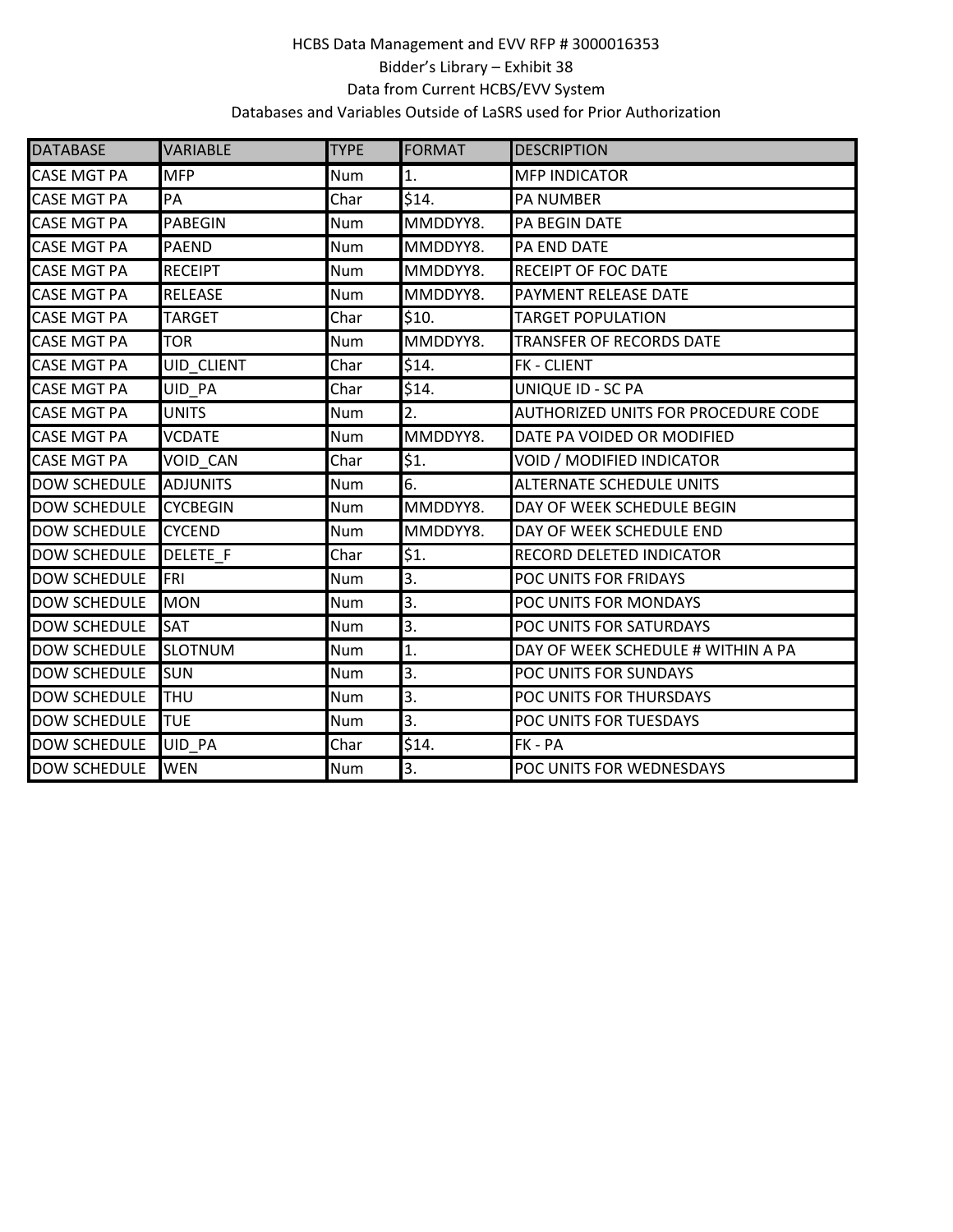HCBS Data Management and EVV RFP # 3000016353

Bidder's Library – Exhibit 38

Data from Current HCBS/EVV System

Databases and Variables Outside of LaSRS used for Prior Authorization

| DATABASE | VARIABLE | TYPE | FORMAT | DESCRIPTION |
|---|---|---|---|---|
| CASE MGT PA | MFP | Num | 1. | MFP INDICATOR |
| CASE MGT PA | PA | Char | $14. | PA NUMBER |
| CASE MGT PA | PABEGIN | Num | MMDDYY8. | PA BEGIN DATE |
| CASE MGT PA | PAEND | Num | MMDDYY8. | PA END DATE |
| CASE MGT PA | RECEIPT | Num | MMDDYY8. | RECEIPT OF FOC DATE |
| CASE MGT PA | RELEASE | Num | MMDDYY8. | PAYMENT RELEASE DATE |
| CASE MGT PA | TARGET | Char | $10. | TARGET POPULATION |
| CASE MGT PA | TOR | Num | MMDDYY8. | TRANSFER OF RECORDS DATE |
| CASE MGT PA | UID_CLIENT | Char | $14. | FK - CLIENT |
| CASE MGT PA | UID_PA | Char | $14. | UNIQUE ID - SC PA |
| CASE MGT PA | UNITS | Num | 2. | AUTHORIZED UNITS FOR PROCEDURE CODE |
| CASE MGT PA | VCDATE | Num | MMDDYY8. | DATE PA VOIDED OR MODIFIED |
| CASE MGT PA | VOID_CAN | Char | $1. | VOID / MODIFIED INDICATOR |
| DOW SCHEDULE | ADJUNITS | Num | 6. | ALTERNATE SCHEDULE UNITS |
| DOW SCHEDULE | CYCBEGIN | Num | MMDDYY8. | DAY OF WEEK SCHEDULE BEGIN |
| DOW SCHEDULE | CYCEND | Num | MMDDYY8. | DAY OF WEEK SCHEDULE END |
| DOW SCHEDULE | DELETE_F | Char | $1. | RECORD DELETED INDICATOR |
| DOW SCHEDULE | FRI | Num | 3. | POC UNITS FOR FRIDAYS |
| DOW SCHEDULE | MON | Num | 3. | POC UNITS FOR MONDAYS |
| DOW SCHEDULE | SAT | Num | 3. | POC UNITS FOR SATURDAYS |
| DOW SCHEDULE | SLOTNUM | Num | 1. | DAY OF WEEK SCHEDULE # WITHIN A PA |
| DOW SCHEDULE | SUN | Num | 3. | POC UNITS FOR SUNDAYS |
| DOW SCHEDULE | THU | Num | 3. | POC UNITS FOR THURSDAYS |
| DOW SCHEDULE | TUE | Num | 3. | POC UNITS FOR TUESDAYS |
| DOW SCHEDULE | UID_PA | Char | $14. | FK - PA |
| DOW SCHEDULE | WEN | Num | 3. | POC UNITS FOR WEDNESDAYS |